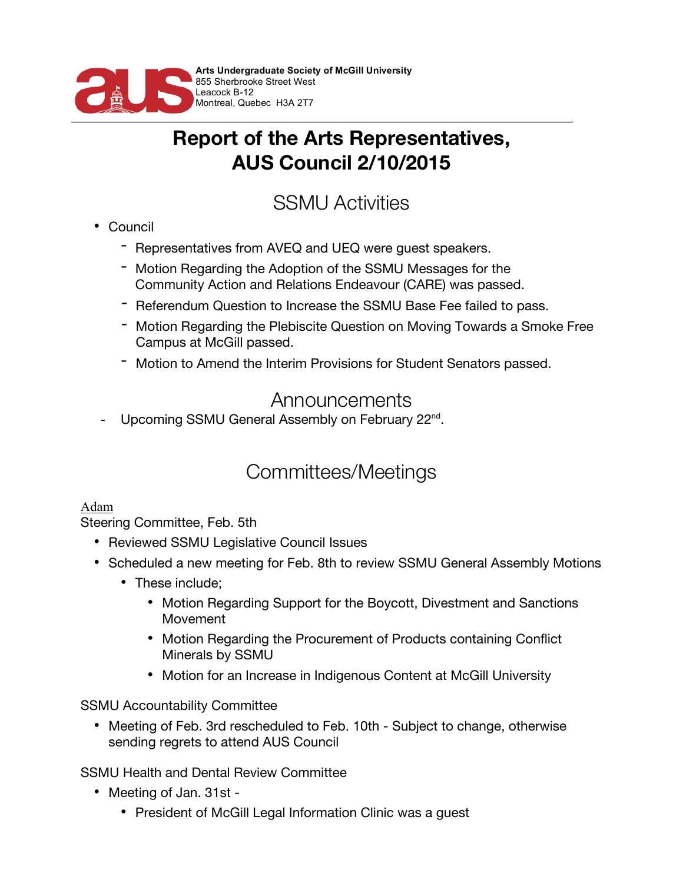**Arts Undergraduate Society of McGill University**
855 Sherbrooke Street West
Leacock B-12
Montreal, Quebec H3A 2T7

# Report of the Arts Representatives, AUS Council 2/10/2015

## SSMU Activities

- Council
  - Representatives from AVEQ and UEQ were guest speakers.
  - Motion Regarding the Adoption of the SSMU Messages for the Community Action and Relations Endeavour (CARE) was passed.
  - Referendum Question to Increase the SSMU Base Fee failed to pass.
  - Motion Regarding the Plebiscite Question on Moving Towards a Smoke Free Campus at McGill passed.
  - Motion to Amend the Interim Provisions for Student Senators passed.

## Announcements

- Upcoming SSMU General Assembly on February 22nd.

## Committees/Meetings

Adam

Steering Committee, Feb. 5th

- Reviewed SSMU Legislative Council Issues
- Scheduled a new meeting for Feb. 8th to review SSMU General Assembly Motions
  - These include;
    - Motion Regarding Support for the Boycott, Divestment and Sanctions Movement
    - Motion Regarding the Procurement of Products containing Conflict Minerals by SSMU
    - Motion for an Increase in Indigenous Content at McGill University

SSMU Accountability Committee

- Meeting of Feb. 3rd rescheduled to Feb. 10th - Subject to change, otherwise sending regrets to attend AUS Council

SSMU Health and Dental Review Committee

- Meeting of Jan. 31st -
  - President of McGill Legal Information Clinic was a guest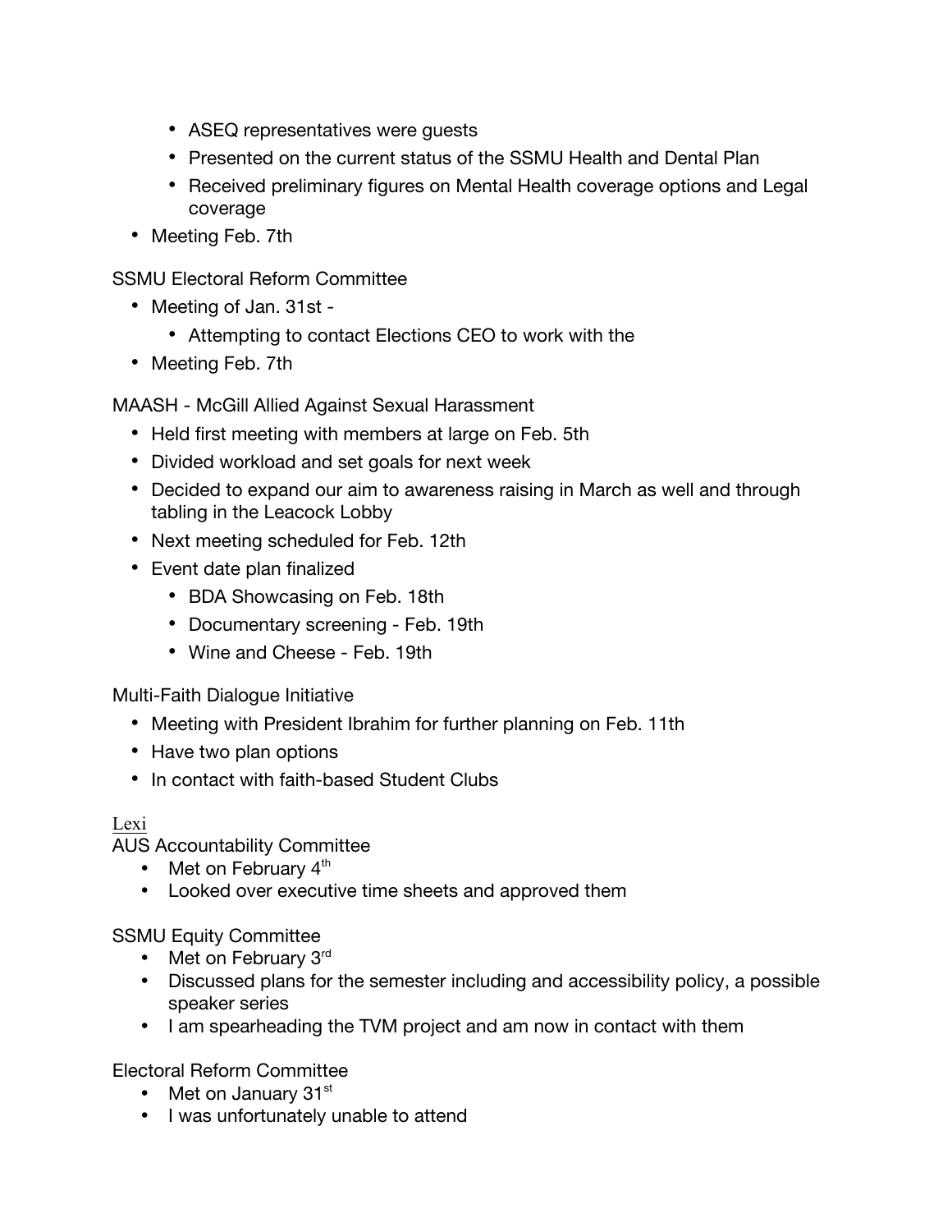- ASEQ representatives were guests
    - Presented on the current status of the SSMU Health and Dental Plan
    - Received preliminary figures on Mental Health coverage options and Legal coverage
- Meeting Feb. 7th

SSMU Electoral Reform Committee

- Meeting of Jan. 31st -
    - Attempting to contact Elections CEO to work with the
- Meeting Feb. 7th

MAASH - McGill Allied Against Sexual Harassment

- Held first meeting with members at large on Feb. 5th
- Divided workload and set goals for next week
- Decided to expand our aim to awareness raising in March as well and through tabling in the Leacock Lobby
- Next meeting scheduled for Feb. 12th
- Event date plan finalized
    - BDA Showcasing on Feb. 18th
    - Documentary screening - Feb. 19th
    - Wine and Cheese - Feb. 19th

Multi-Faith Dialogue Initiative

- Meeting with President Ibrahim for further planning on Feb. 11th
- Have two plan options
- In contact with faith-based Student Clubs

<u>Lexi</u>

AUS Accountability Committee

- Met on February 4th
- Looked over executive time sheets and approved them

SSMU Equity Committee

- Met on February 3rd
- Discussed plans for the semester including and accessibility policy, a possible speaker series
- I am spearheading the TVM project and am now in contact with them

Electoral Reform Committee

- Met on January 31st
- I was unfortunately unable to attend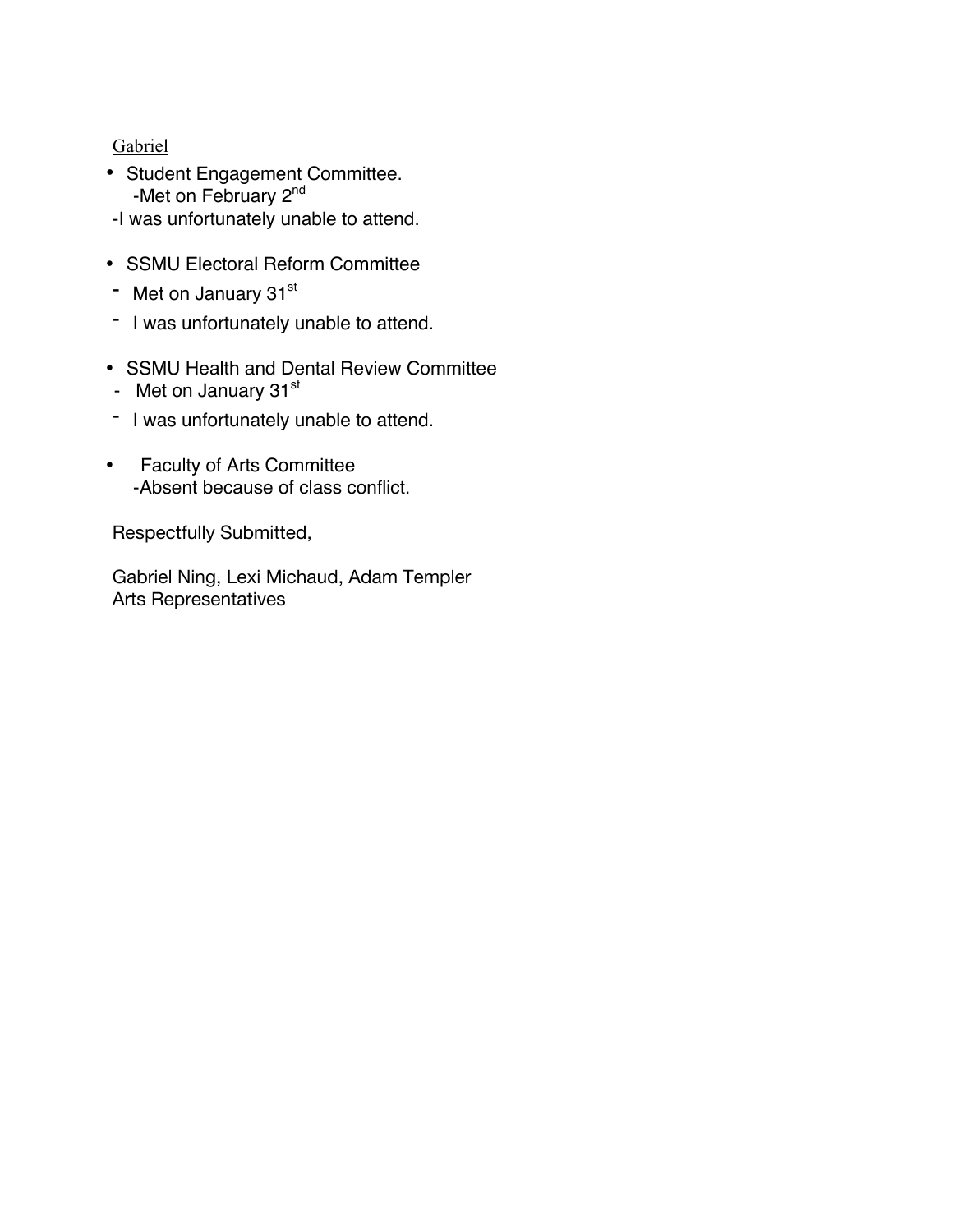Gabriel

- Student Engagement Committee.
  - Met on February 2nd
  - I was unfortunately unable to attend.

- SSMU Electoral Reform Committee
  - Met on January 31st
  - I was unfortunately unable to attend.

- SSMU Health and Dental Review Committee
  - Met on January 31st
  - I was unfortunately unable to attend.

- Faculty of Arts Committee
  - Absent because of class conflict.

Respectfully Submitted,

Gabriel Ning, Lexi Michaud, Adam Templer
Arts Representatives